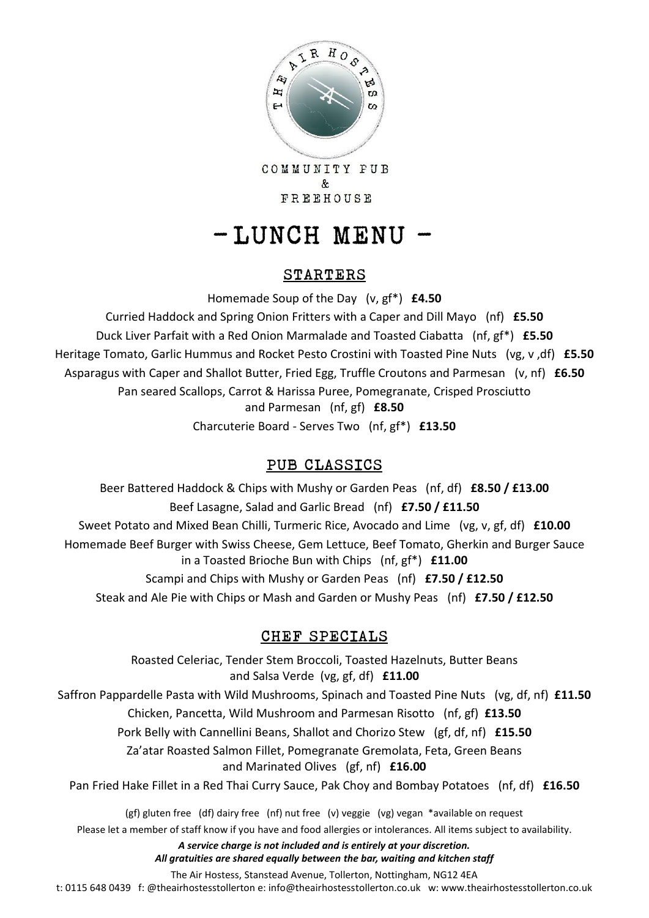THE AIR HOSTESS

COMMUNITY PUB
&
FREEHOUSE

# - LUNCH MENU -

## STARTERS

Homemade Soup of the Day (v, gf*) **£4.50**

Curried Haddock and Spring Onion Fritters with a Caper and Dill Mayo (nf) **£5.50**

Duck Liver Parfait with a Red Onion Marmalade and Toasted Ciabatta (nf, gf*) **£5.50**

Heritage Tomato, Garlic Hummus and Rocket Pesto Crostini with Toasted Pine Nuts (vg, v ,df) **£5.50**

Asparagus with Caper and Shallot Butter, Fried Egg, Truffle Croutons and Parmesan (v, nf) **£6.50**

Pan seared Scallops, Carrot & Harissa Puree, Pomegranate, Crisped Prosciutto and Parmesan (nf, gf) **£8.50**

Charcuterie Board - Serves Two (nf, gf*) **£13.50**

## PUB CLASSICS

Beer Battered Haddock & Chips with Mushy or Garden Peas (nf, df) **£8.50 / £13.00**

Beef Lasagne, Salad and Garlic Bread (nf) **£7.50 / £11.50**

Sweet Potato and Mixed Bean Chilli, Turmeric Rice, Avocado and Lime (vg, v, gf, df) **£10.00**

Homemade Beef Burger with Swiss Cheese, Gem Lettuce, Beef Tomato, Gherkin and Burger Sauce in a Toasted Brioche Bun with Chips (nf, gf*) **£11.00**

Scampi and Chips with Mushy or Garden Peas (nf) **£7.50 / £12.50**

Steak and Ale Pie with Chips or Mash and Garden or Mushy Peas (nf) **£7.50 / £12.50**

## CHEF SPECIALS

Roasted Celeriac, Tender Stem Broccoli, Toasted Hazelnuts, Butter Beans and Salsa Verde (vg, gf, df) **£11.00**

Saffron Pappardelle Pasta with Wild Mushrooms, Spinach and Toasted Pine Nuts (vg, df, nf) **£11.50**

Chicken, Pancetta, Wild Mushroom and Parmesan Risotto (nf, gf) **£13.50**

Pork Belly with Cannellini Beans, Shallot and Chorizo Stew (gf, df, nf) **£15.50**

Za'atar Roasted Salmon Fillet, Pomegranate Gremolata, Feta, Green Beans and Marinated Olives (gf, nf) **£16.00**

Pan Fried Hake Fillet in a Red Thai Curry Sauce, Pak Choy and Bombay Potatoes (nf, df) **£16.50**

(gf) gluten free (df) dairy free (nf) nut free (v) veggie (vg) vegan *available on request

Please let a member of staff know if you have and food allergies or intolerances. All items subject to availability.

***A service charge is not included and is entirely at your discretion.***
***All gratuities are shared equally between the bar, waiting and kitchen staff***

The Air Hostess, Stanstead Avenue, Tollerton, Nottingham, NG12 4EA

t: 0115 648 0439 f: @theairhostesstollerton e: info@theairhostesstollerton.co.uk w: www.theairhostesstollerton.co.uk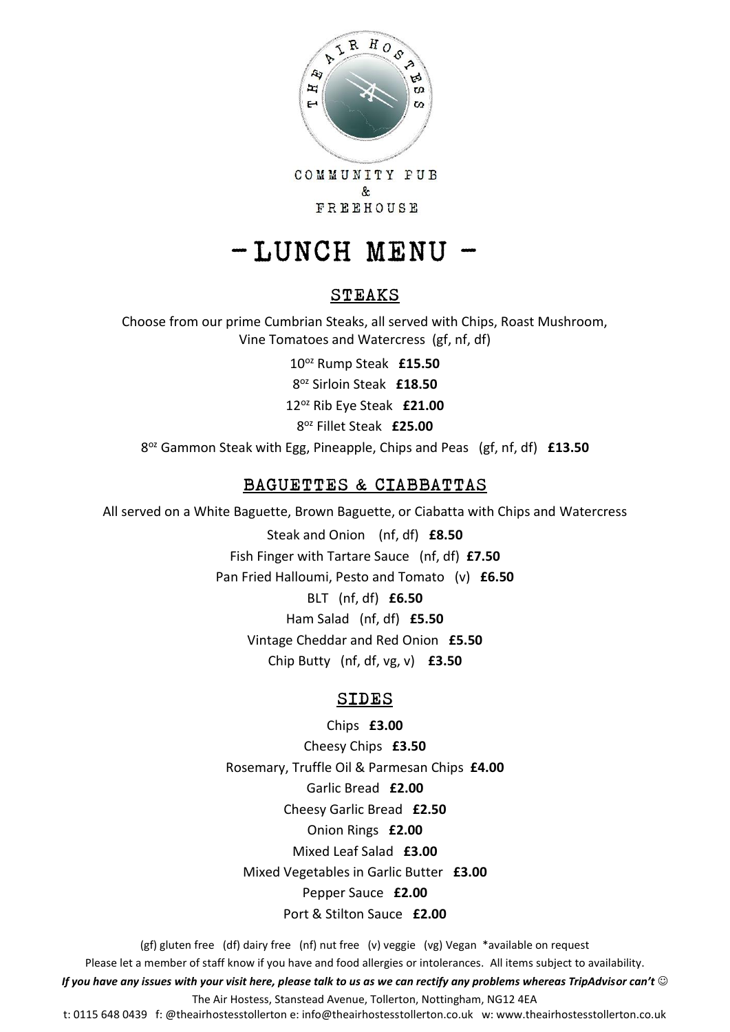THE AIR HOSTESS

COMMUNITY PUB
&
FREEHOUSE

# - LUNCH MENU -

## STEAKS

Choose from our prime Cumbrian Steaks, all served with Chips, Roast Mushroom, Vine Tomatoes and Watercress (gf, nf, df)

10oz Rump Steak **£15.50**

8oz Sirloin Steak **£18.50**

12oz Rib Eye Steak **£21.00**

8oz Fillet Steak **£25.00**

8oz Gammon Steak with Egg, Pineapple, Chips and Peas (gf, nf, df) **£13.50**

## BAGUETTES & CIABBATTAS

All served on a White Baguette, Brown Baguette, or Ciabatta with Chips and Watercress

Steak and Onion (nf, df) **£8.50**

Fish Finger with Tartare Sauce (nf, df) **£7.50**

Pan Fried Halloumi, Pesto and Tomato (v) **£6.50**

BLT (nf, df) **£6.50**

Ham Salad (nf, df) **£5.50**

Vintage Cheddar and Red Onion **£5.50**

Chip Butty (nf, df, vg, v) **£3.50**

## SIDES

Chips **£3.00**

Cheesy Chips **£3.50**

Rosemary, Truffle Oil & Parmesan Chips **£4.00**

Garlic Bread **£2.00**

Cheesy Garlic Bread **£2.50**

Onion Rings **£2.00**

Mixed Leaf Salad **£3.00**

Mixed Vegetables in Garlic Butter **£3.00**

Pepper Sauce **£2.00**

Port & Stilton Sauce **£2.00**

(gf) gluten free (df) dairy free (nf) nut free (v) veggie (vg) Vegan *available on request

Please let a member of staff know if you have and food allergies or intolerances. All items subject to availability.

***If you have any issues with your visit here, please talk to us as we can rectify any problems whereas TripAdvisor can't*** ☺

The Air Hostess, Stanstead Avenue, Tollerton, Nottingham, NG12 4EA

t: 0115 648 0439 f: @theairhostesstollerton e: info@theairhostesstollerton.co.uk w: www.theairhostesstollerton.co.uk